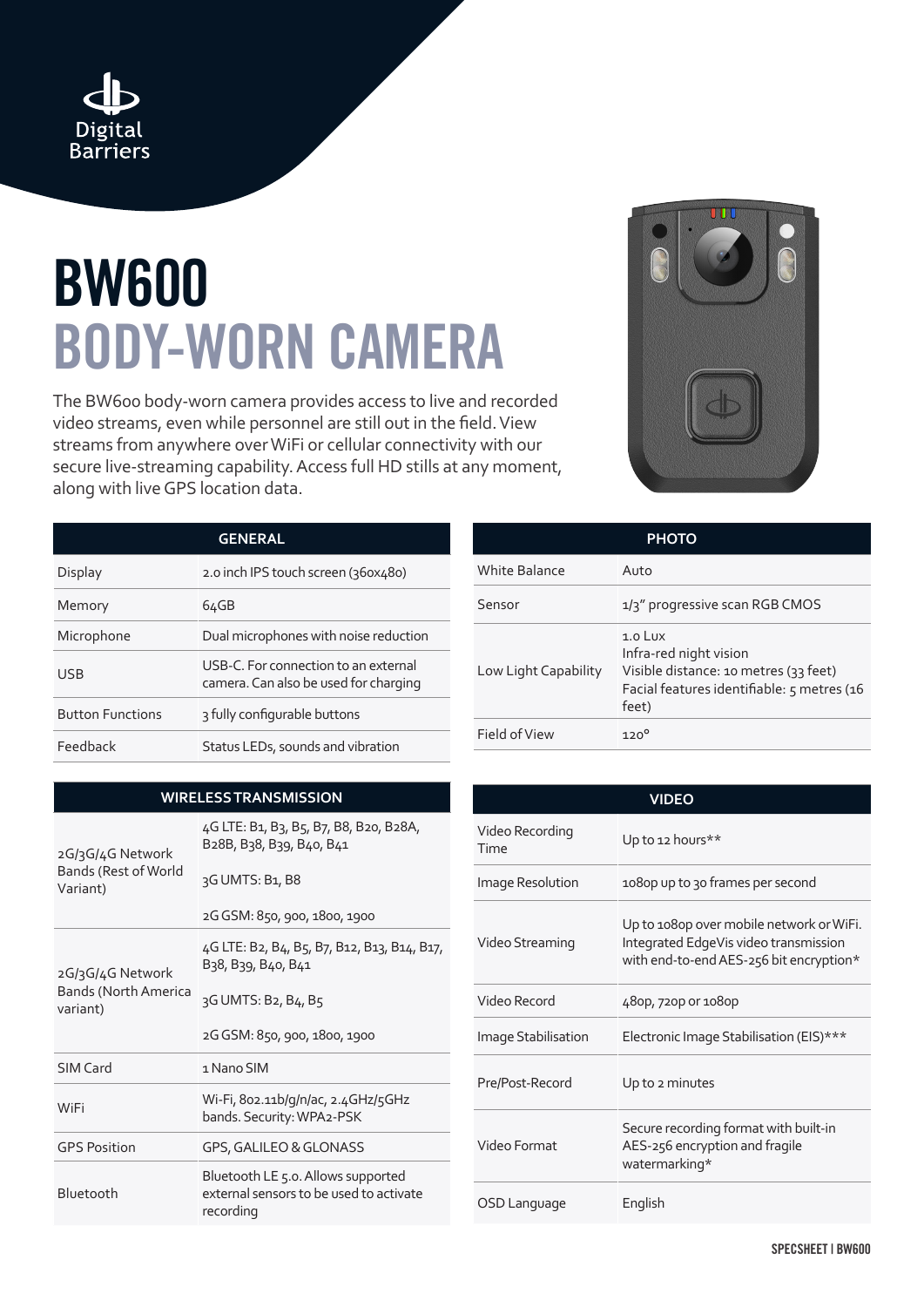Digital Barriers

# BW600
# BODY-WORN CAMERA

The BW600 body-worn camera provides access to live and recorded video streams, even while personnel are still out in the field. View streams from anywhere over WiFi or cellular connectivity with our secure live-streaming capability. Access full HD stills at any moment, along with live GPS location data.

| GENERAL | |
|---|---|
| Display | 2.0 inch IPS touch screen (360x480) |
| Memory | 64GB |
| Microphone | Dual microphones with noise reduction |
| USB | USB-C. For connection to an external camera. Can also be used for charging |
| Button Functions | 3 fully configurable buttons |
| Feedback | Status LEDs, sounds and vibration |

| WIRELESS TRANSMISSION | |
|---|---|
| 2G/3G/4G Network Bands (Rest of World Variant) | 4G LTE: B1, B3, B5, B7, B8, B20, B28A, B28B, B38, B39, B40, B41<br>3G UMTS: B1, B8<br>2G GSM: 850, 900, 1800, 1900 |
| 2G/3G/4G Network Bands (North America variant) | 4G LTE: B2, B4, B5, B7, B12, B13, B14, B17, B38, B39, B40, B41<br>3G UMTS: B2, B4, B5<br>2G GSM: 850, 900, 1800, 1900 |
| SIM Card | 1 Nano SIM |
| WiFi | Wi-Fi, 802.11b/g/n/ac, 2.4GHz/5GHz bands. Security: WPA2-PSK |
| GPS Position | GPS, GALILEO & GLONASS |
| Bluetooth | Bluetooth LE 5.0. Allows supported external sensors to be used to activate recording |

| PHOTO | |
|---|---|
| White Balance | Auto |
| Sensor | 1/3" progressive scan RGB CMOS |
| Low Light Capability | 1.0 Lux<br>Infra-red night vision<br>Visible distance: 10 metres (33 feet)<br>Facial features identifiable: 5 metres (16 feet) |
| Field of View | 120° |

| VIDEO | |
|---|---|
| Video Recording Time | Up to 12 hours** |
| Image Resolution | 1080p up to 30 frames per second |
| Video Streaming | Up to 1080p over mobile network or WiFi. Integrated EdgeVis video transmission with end-to-end AES-256 bit encryption* |
| Video Record | 480p, 720p or 1080p |
| Image Stabilisation | Electronic Image Stabilisation (EIS)*** |
| Pre/Post-Record | Up to 2 minutes |
| Video Format | Secure recording format with built-in AES-256 encryption and fragile watermarking* |
| OSD Language | English |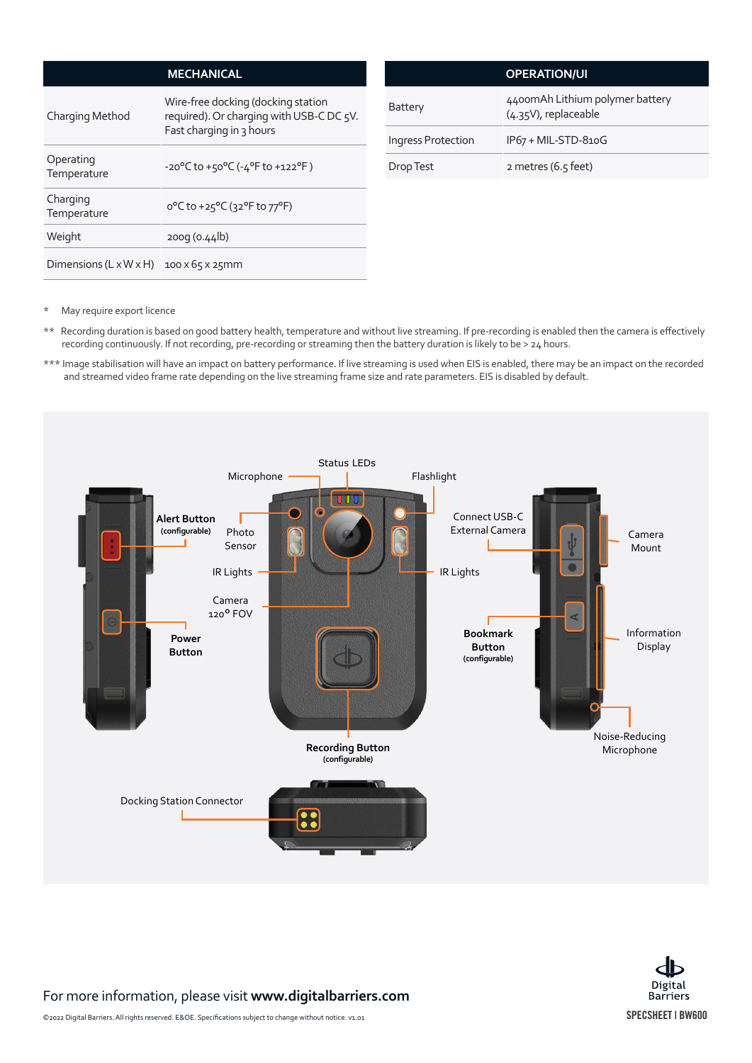| MECHANICAL | |
|---|---|
| Charging Method | Wire-free docking (docking station required). Or charging with USB-C DC 5V. Fast charging in 3 hours |
| Operating Temperature | -20°C to +50°C (-4°F to +122°F ) |
| Charging Temperature | 0°C to +25°C (32°F to 77°F) |
| Weight | 200g (0.44lb) |
| Dimensions (L x W x H) | 100 x 65 x 25mm |

| OPERATION/UI | |
|---|---|
| Battery | 4400mAh Lithium polymer battery (4.35V), replaceable |
| Ingress Protection | IP67 + MIL-STD-810G |
| Drop Test | 2 metres (6.5 feet) |

\* May require export licence

\** Recording duration is based on good battery health, temperature and without live streaming. If pre-recording is enabled then the camera is effectively recording continuously. If not recording, pre-recording or streaming then the battery duration is likely to be > 24 hours.

\*** Image stabilisation will have an impact on battery performance. If live streaming is used when EIS is enabled, there may be an impact on the recorded and streamed video frame rate depending on the live streaming frame size and rate parameters. EIS is disabled by default.

Status LEDs
Microphone
Flashlight
**Alert Button** (configurable)
Photo Sensor
Connect USB-C External Camera
Camera Mount
IR Lights
IR Lights
Camera 120° FOV
**Power Button**
**Bookmark Button** (configurable)
Information Display
Noise-Reducing Microphone
**Recording Button** (configurable)
Docking Station Connector

For more information, please visit **www.digitalbarriers.com**

©2022 Digital Barriers. All rights reserved. E&OE. Specifications subject to change without notice. v1.01

Digital Barriers

SPECSHEET | BW600